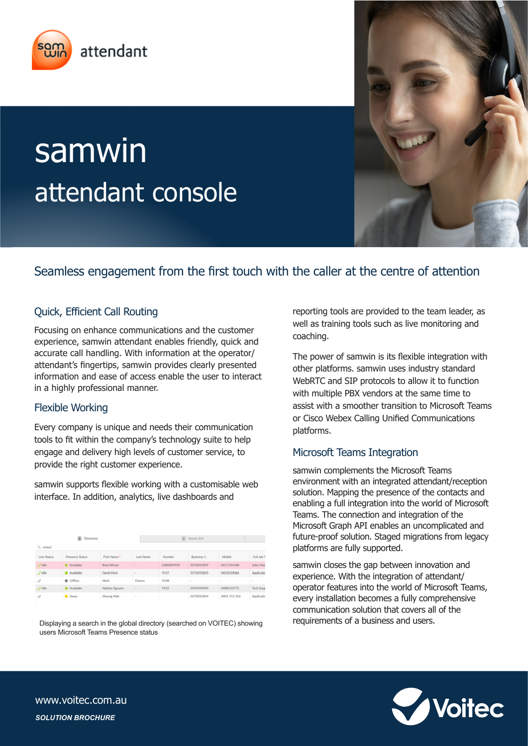samwin attendant

# samwin attendant console

## Seamless engagement from the first touch with the caller at the centre of attention

### Quick, Efficient Call Routing

Focusing on enhance communications and the customer experience, samwin attendant enables friendly, quick and accurate call handling. With information at the operator/attendant's fingertips, samwin provides clearly presented information and ease of access enable the user to interact in a highly professional manner.

### Flexible Working

Every company is unique and needs their communication tools to fit within the company's technology suite to help engage and delivery high levels of customer service, to provide the right customer experience.

samwin supports flexible working with a customisable web interface. In addition, analytics, live dashboards and reporting tools are provided to the team leader, as well as training tools such as live monitoring and coaching.

The power of samwin is its flexible integration with other platforms. samwin uses industry standard WebRTC and SIP protocols to allow it to function with multiple PBX vendors at the same time to assist with a smoother transition to Microsoft Teams or Cisco Webex Calling Unified Communications platforms.

| Line Status | Presence Status | First Name | Last Name | Number | Business 1 | Mobile | Full Job T |
|---|---|---|---|---|---|---|---|
| Idle | Available | Brad Whyte | - | 0380809959 | 0370055859 | 0411744188 | Sales Ma |
| Idle | Available | David Hirst | - | 9107 | 0370055855 | 0455020066 | Applicati |
|  | Offline | Mark | Owens | 9108 | - | - | - |
| Idle | Available | Nathan Nguyen | - | 9101 | 0295909090 | 0488110775 | Tech Sup |
|  | Away | Sheung Mak | - |  | 0370055854 | 0402 153 526 | Applicati |

Displaying a search in the global directory (searched on VOITEC) showing users Microsoft Teams Presence status

### Microsoft Teams Integration

samwin complements the Microsoft Teams environment with an integrated attendant/reception solution. Mapping the presence of the contacts and enabling a full integration into the world of Microsoft Teams. The connection and integration of the Microsoft Graph API enables an uncomplicated and future-proof solution. Staged migrations from legacy platforms are fully supported.

samwin closes the gap between innovation and experience. With the integration of attendant/operator features into the world of Microsoft Teams, every installation becomes a fully comprehensive communication solution that covers all of the requirements of a business and users.

www.voitec.com.au

***SOLUTION BROCHURE***

Voitec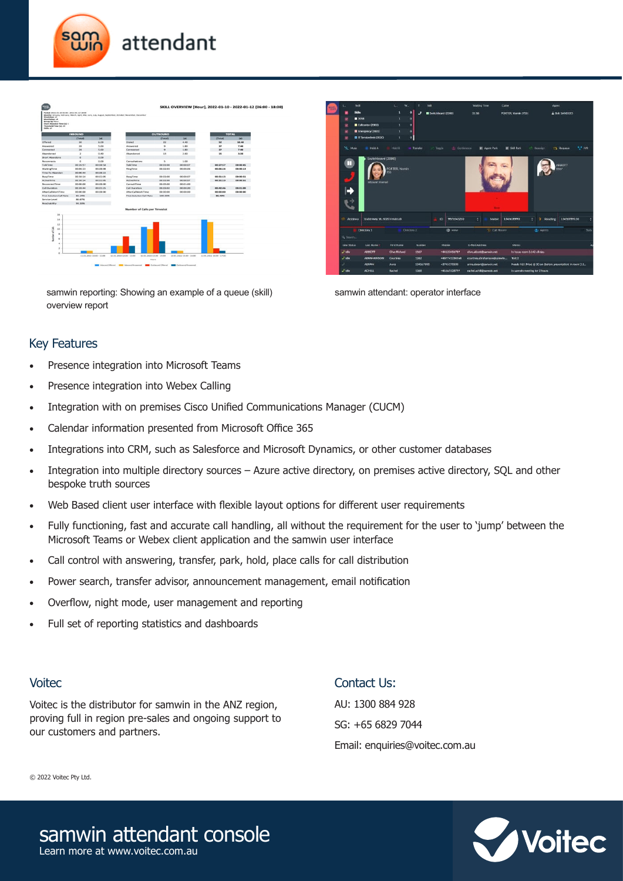samwin attendant

samwin reporting: Showing an example of a queue (skill) overview report

samwin attendant: operator interface

## Key Features

- Presence integration into Microsoft Teams
- Presence integration into Webex Calling
- Integration with on premises Cisco Unified Communications Manager (CUCM)
- Calendar information presented from Microsoft Office 365
- Integrations into CRM, such as Salesforce and Microsoft Dynamics, or other customer databases
- Integration into multiple directory sources – Azure active directory, on premises active directory, SQL and other bespoke truth sources
- Web Based client user interface with flexible layout options for different user requirements
- Fully functioning, fast and accurate call handling, all without the requirement for the user to 'jump' between the Microsoft Teams or Webex client application and the samwin user interface
- Call control with answering, transfer, park, hold, place calls for call distribution
- Power search, transfer advisor, announcement management, email notification
- Overflow, night mode, user management and reporting
- Full set of reporting statistics and dashboards

## Voitec

Voitec is the distributor for samwin in the ANZ region, proving full in region pre-sales and ongoing support to our customers and partners.

## Contact Us:

AU: 1300 884 928

SG: +65 6829 7044

Email: enquiries@voitec.com.au

© 2022 Voitec Pty Ltd.

samwin attendant console

Learn more at www.voitec.com.au

Voitec